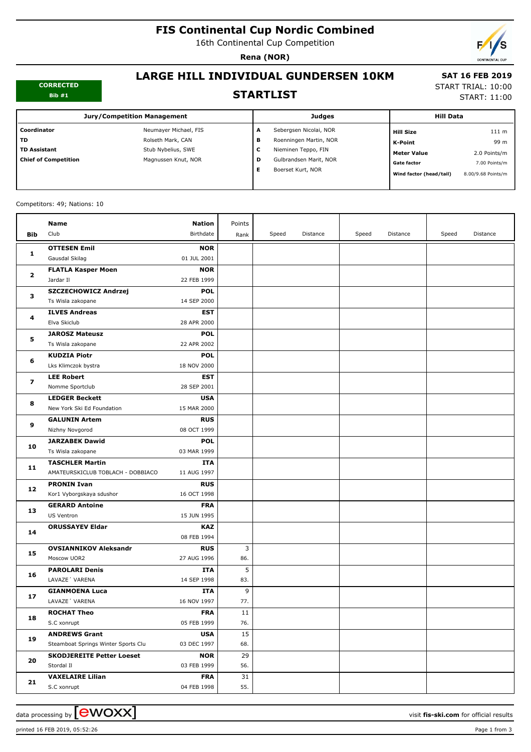# FIS Continental Cup Nordic Combined

16th Continental Cup Competition

**Rena (NOR)**

**CORRECTED**
**Bib #1**

## LARGE HILL INDIVIDUAL GUNDERSEN 10KM

## STARTLIST

**SAT 16 FEB 2019**
START TRIAL: 10:00
START: 11:00

| Jury/Competition Management | | Judges | | Hill Data | |
|---|---|---|---|---|---|
| **Coordinator** | Neumayer Michael, FIS | **A** | Sebergsen Nicolai, NOR | **Hill Size** | 111 m |
| **TD** | Rolseth Mark, CAN | **B** | Roenningen Martin, NOR | **K-Point** | 99 m |
| **TD Assistant** | Stub Nybelius, SWE | **C** | Nieminen Teppo, FIN | **Meter Value** | 2.0 Points/m |
| **Chief of Competition** | Magnussen Knut, NOR | **D** | Gulbrandsen Marit, NOR | **Gate factor** | 7.00 Points/m |
| | | **E** | Boerset Kurt, NOR | **Wind factor (head/tail)** | 8.00/9.68 Points/m |

Competitors: 49; Nations: 10

| Bib | Name / Club | Nation / Birthdate | Points / Rank | Speed | Distance | Speed | Distance | Speed | Distance |
|---|---|---|---|---|---|---|---|---|---|
| 1 | **OTTESEN Emil**<br>Gausdal Skilag | **NOR**<br>01 JUL 2001 | | | | | | | |
| 2 | **FLATLA Kasper Moen**<br>Jardar Il | **NOR**<br>22 FEB 1999 | | | | | | | |
| 3 | **SZCZECHOWICZ Andrzej**<br>Ts Wisla zakopane | **POL**<br>14 SEP 2000 | | | | | | | |
| 4 | **ILVES Andreas**<br>Elva Skiclub | **EST**<br>28 APR 2000 | | | | | | | |
| 5 | **JAROSZ Mateusz**<br>Ts Wisla zakopane | **POL**<br>22 APR 2002 | | | | | | | |
| 6 | **KUDZIA Piotr**<br>Lks Klimczok bystra | **POL**<br>18 NOV 2000 | | | | | | | |
| 7 | **LEE Robert**<br>Nomme Sportclub | **EST**<br>28 SEP 2001 | | | | | | | |
| 8 | **LEDGER Beckett**<br>New York Ski Ed Foundation | **USA**<br>15 MAR 2000 | | | | | | | |
| 9 | **GALUNIN Artem**<br>Nizhny Novgorod | **RUS**<br>08 OCT 1999 | | | | | | | |
| 10 | **JARZABEK Dawid**<br>Ts Wisla zakopane | **POL**<br>03 MAR 1999 | | | | | | | |
| 11 | **TASCHLER Martin**<br>AMATEURSKICLUB TOBLACH - DOBBIACO | **ITA**<br>11 AUG 1997 | | | | | | | |
| 12 | **PRONIN Ivan**<br>Kor1 Vyborgskaya sdushor | **RUS**<br>16 OCT 1998 | | | | | | | |
| 13 | **GERARD Antoine**<br>US Ventron | **FRA**<br>15 JUN 1995 | | | | | | | |
| 14 | **ORUSSAYEV Eldar** | **KAZ**<br>08 FEB 1994 | | | | | | | |
| 15 | **OVSIANNIKOV Aleksandr**<br>Moscow UOR2 | **RUS**<br>27 AUG 1996 | 3<br>86. | | | | | | |
| 16 | **PAROLARI Denis**<br>LAVAZE´ VARENA | **ITA**<br>14 SEP 1998 | 5<br>83. | | | | | | |
| 17 | **GIANMOENA Luca**<br>LAVAZE´ VARENA | **ITA**<br>16 NOV 1997 | 9<br>77. | | | | | | |
| 18 | **ROCHAT Theo**<br>S.C xonrupt | **FRA**<br>05 FEB 1999 | 11<br>76. | | | | | | |
| 19 | **ANDREWS Grant**<br>Steamboat Springs Winter Sports Clu | **USA**<br>03 DEC 1997 | 15<br>68. | | | | | | |
| 20 | **SKODJEREITE Petter Loeset**<br>Stordal Il | **NOR**<br>03 FEB 1999 | 29<br>56. | | | | | | |
| 21 | **VAXELAIRE Lilian**<br>S.C xonrupt | **FRA**<br>04 FEB 1998 | 31<br>55. | | | | | | |

data processing by ewoxx — visit **fis-ski.com** for official results

printed 16 FEB 2019, 05:52:26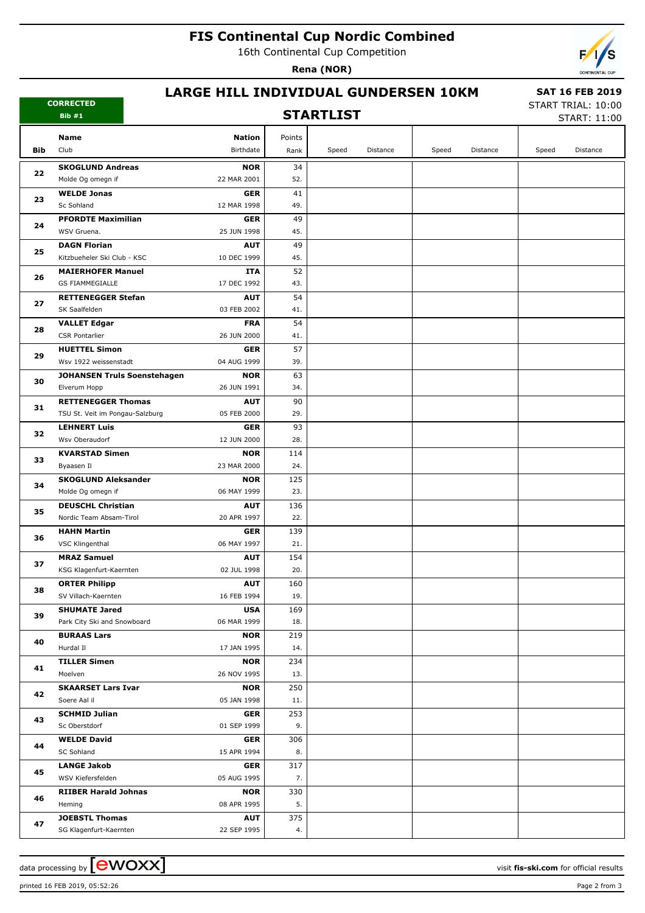# FIS Continental Cup Nordic Combined

16th Continental Cup Competition

**Rena (NOR)**

## LARGE HILL INDIVIDUAL GUNDERSEN 10KM

**SAT 16 FEB 2019**

START TRIAL: 10:00

START: 11:00

**CORRECTED**

**Bib #1**

### STARTLIST

| Bib | Name / Club | Nation / Birthdate | Points / Rank | Speed | Distance | Speed | Distance | Speed | Distance |
|---|---|---|---|---|---|---|---|---|---|
| 22 | **SKOGLUND Andreas**<br>Molde Og omegn if | **NOR**<br>22 MAR 2001 | 34<br>52. | | | | | | |
| 23 | **WELDE Jonas**<br>Sc Sohland | **GER**<br>12 MAR 1998 | 41<br>49. | | | | | | |
| 24 | **PFORDTE Maximilian**<br>WSV Gruena. | **GER**<br>25 JUN 1998 | 49<br>45. | | | | | | |
| 25 | **DAGN Florian**<br>Kitzbueheler Ski Club - KSC | **AUT**<br>10 DEC 1999 | 49<br>45. | | | | | | |
| 26 | **MAIERHOFER Manuel**<br>GS FIAMMEGIALLE | **ITA**<br>17 DEC 1992 | 52<br>43. | | | | | | |
| 27 | **RETTENEGGER Stefan**<br>SK Saalfelden | **AUT**<br>03 FEB 2002 | 54<br>41. | | | | | | |
| 28 | **VALLET Edgar**<br>CSR Pontarlier | **FRA**<br>26 JUN 2000 | 54<br>41. | | | | | | |
| 29 | **HUETTEL Simon**<br>Wsv 1922 weissenstadt | **GER**<br>04 AUG 1999 | 57<br>39. | | | | | | |
| 30 | **JOHANSEN Truls Soenstehagen**<br>Elverum Hopp | **NOR**<br>26 JUN 1991 | 63<br>34. | | | | | | |
| 31 | **RETTENEGGER Thomas**<br>TSU St. Veit im Pongau-Salzburg | **AUT**<br>05 FEB 2000 | 90<br>29. | | | | | | |
| 32 | **LEHNERT Luis**<br>Wsv Oberaudorf | **GER**<br>12 JUN 2000 | 93<br>28. | | | | | | |
| 33 | **KVARSTAD Simen**<br>Byaasen Il | **NOR**<br>23 MAR 2000 | 114<br>24. | | | | | | |
| 34 | **SKOGLUND Aleksander**<br>Molde Og omegn if | **NOR**<br>06 MAY 1999 | 125<br>23. | | | | | | |
| 35 | **DEUSCHL Christian**<br>Nordic Team Absam-Tirol | **AUT**<br>20 APR 1997 | 136<br>22. | | | | | | |
| 36 | **HAHN Martin**<br>VSC Klingenthal | **GER**<br>06 MAY 1997 | 139<br>21. | | | | | | |
| 37 | **MRAZ Samuel**<br>KSG Klagenfurt-Kaernten | **AUT**<br>02 JUL 1998 | 154<br>20. | | | | | | |
| 38 | **ORTER Philipp**<br>SV Villach-Kaernten | **AUT**<br>16 FEB 1994 | 160<br>19. | | | | | | |
| 39 | **SHUMATE Jared**<br>Park City Ski and Snowboard | **USA**<br>06 MAR 1999 | 169<br>18. | | | | | | |
| 40 | **BURAAS Lars**<br>Hurdal Il | **NOR**<br>17 JAN 1995 | 219<br>14. | | | | | | |
| 41 | **TILLER Simen**<br>Moelven | **NOR**<br>26 NOV 1995 | 234<br>13. | | | | | | |
| 42 | **SKAARSET Lars Ivar**<br>Soere Aal il | **NOR**<br>05 JAN 1998 | 250<br>11. | | | | | | |
| 43 | **SCHMID Julian**<br>Sc Oberstdorf | **GER**<br>01 SEP 1999 | 253<br>9. | | | | | | |
| 44 | **WELDE David**<br>SC Sohland | **GER**<br>15 APR 1994 | 306<br>8. | | | | | | |
| 45 | **LANGE Jakob**<br>WSV Kiefersfelden | **GER**<br>05 AUG 1995 | 317<br>7. | | | | | | |
| 46 | **RIIBER Harald Johnas**<br>Heming | **NOR**<br>08 APR 1995 | 330<br>5. | | | | | | |
| 47 | **JOEBSTL Thomas**<br>SG Klagenfurt-Kaernten | **AUT**<br>22 SEP 1995 | 375<br>4. | | | | | | |

data processing by ewoxx — visit **fis-ski.com** for official results

printed 16 FEB 2019, 05:52:26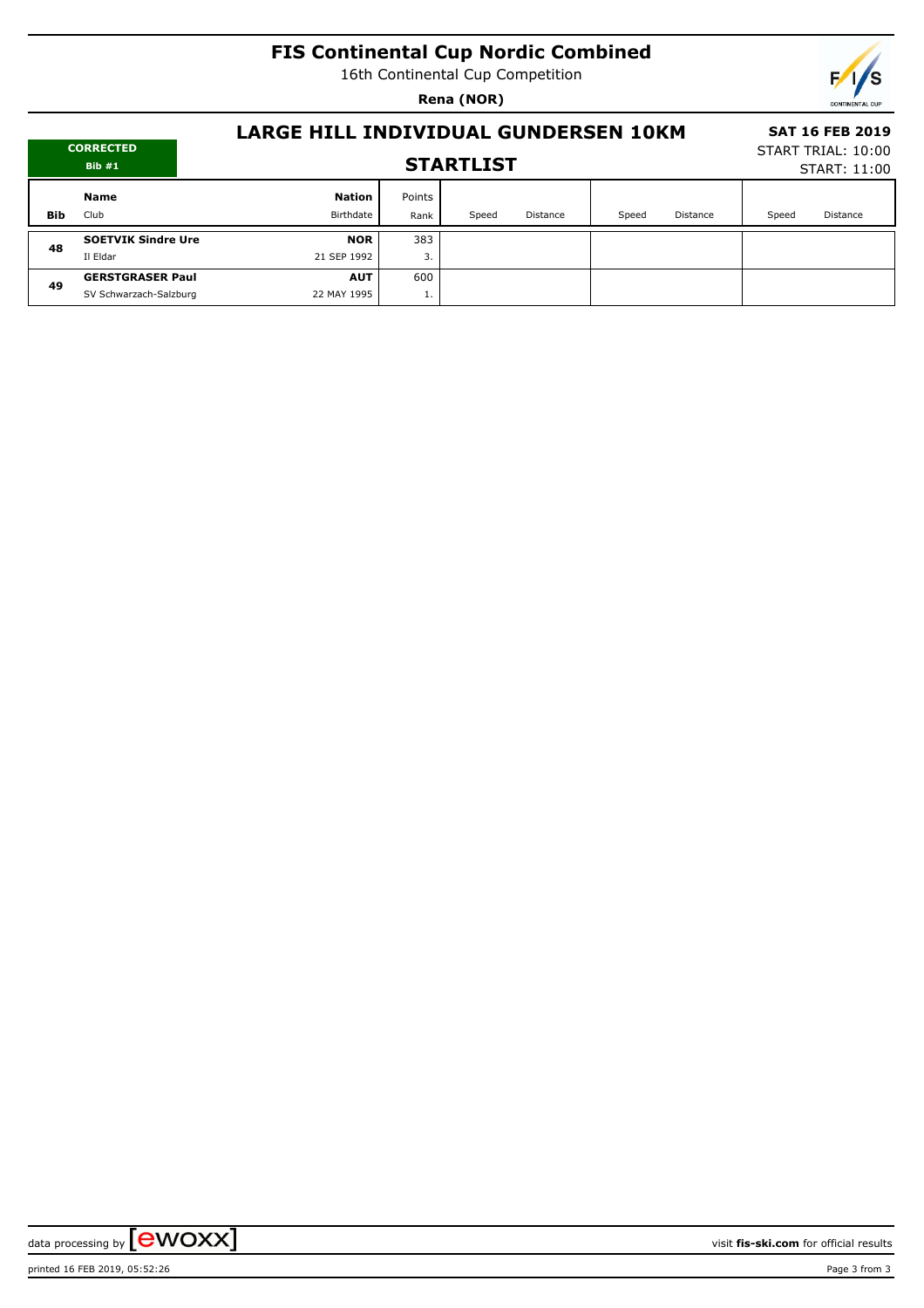# FIS Continental Cup Nordic Combined

16th Continental Cup Competition

**Rena (NOR)**

## LARGE HILL INDIVIDUAL GUNDERSEN 10KM

**SAT 16 FEB 2019**

START TRIAL: 10:00

START: 11:00

**CORRECTED**

**Bib #1**

## STARTLIST

| Bib | Name / Club | Nation / Birthdate | Points / Rank | Speed | Distance | Speed | Distance | Speed | Distance |
|---|---|---|---|---|---|---|---|---|---|
| 48 | **SOETVIK Sindre Ure** Il Eldar | **NOR** 21 SEP 1992 | 383 3. | | | | | | |
| 49 | **GERSTGRASER Paul** SV Schwarzach-Salzburg | **AUT** 22 MAY 1995 | 600 1. | | | | | | |

data processing by [ewoxx]

visit **fis-ski.com** for official results

printed 16 FEB 2019, 05:52:26